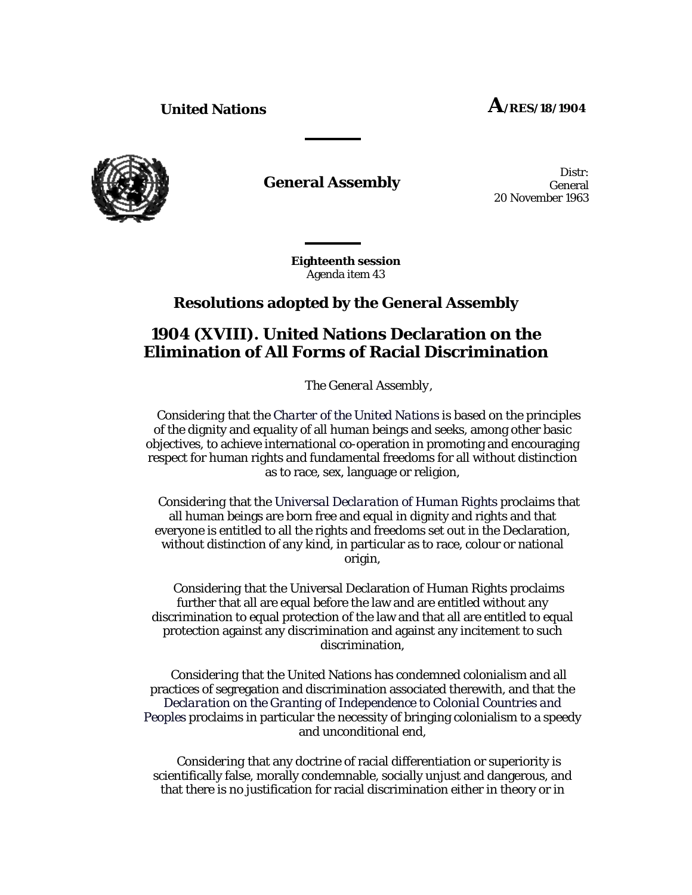**United Nations** **A/RES/18/1904**

**General Assembly**

Distr: General
20 November 1963

**Eighteenth session**
Agenda item 43

## Resolutions adopted by the General Assembly

# 1904 (XVIII). United Nations Declaration on the Elimination of All Forms of Racial Discrimination

*The General Assembly*,

*Considering* that the *Charter of the United Nations* is based on the principles of the dignity and equality of all human beings and seeks, among other basic objectives, to achieve international co-operation in promoting and encouraging respect for human rights and fundamental freedoms for all without distinction as to race, sex, language or religion,

*Considering* that the *Universal Declaration of Human Rights* proclaims that all human beings are born free and equal in dignity and rights and that everyone is entitled to all the rights and freedoms set out in the Declaration, without distinction of any kind, in particular as to race, colour or national origin,

*Considering* that the Universal Declaration of Human Rights proclaims further that all are equal before the law and are entitled without any discrimination to equal protection of the law and that all are entitled to equal protection against any discrimination and against any incitement to such discrimination,

*Considering* that the United Nations has condemned colonialism and all practices of segregation and discrimination associated therewith, and that the *Declaration on the Granting of Independence to Colonial Countries and Peoples* proclaims in particular the necessity of bringing colonialism to a speedy and unconditional end,

*Considering* that any doctrine of racial differentiation or superiority is scientifically false, morally condemnable, socially unjust and dangerous, and that there is no justification for racial discrimination either in theory or in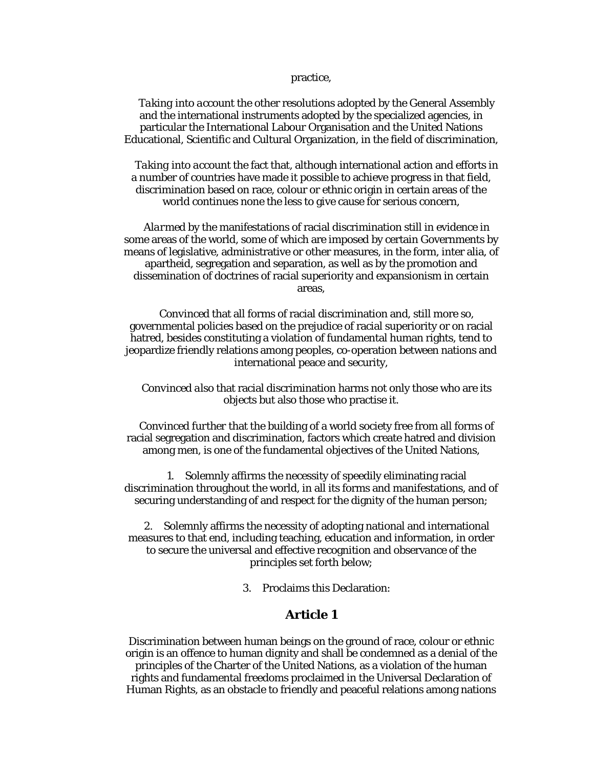practice,

*Taking into account* the other resolutions adopted by the General Assembly and the international instruments adopted by the specialized agencies, in particular the International Labour Organisation and the United Nations Educational, Scientific and Cultural Organization, in the field of discrimination,

*Taking into account* the fact that, although international action and efforts in a number of countries have made it possible to achieve progress in that field, discrimination based on race, colour or ethnic origin in certain areas of the world continues none the less to give cause for serious concern,

*Alarmed* by the manifestations of racial discrimination still in evidence in some areas of the world, some of which are imposed by certain Governments by means of legislative, administrative or other measures, in the form, inter alia, of apartheid, segregation and separation, as well as by the promotion and dissemination of doctrines of racial superiority and expansionism in certain areas,

*Convinced* that all forms of racial discrimination and, still more so, governmental policies based on the prejudice of racial superiority or on racial hatred, besides constituting a violation of fundamental human rights, tend to jeopardize friendly relations among peoples, co-operation between nations and international peace and security,

*Convinced also* that racial discrimination harms not only those who are its objects but also those who practise it.

*Convinced further* that the building of a world society free from all forms of racial segregation and discrimination, factors which create hatred and division among men, is one of the fundamental objectives of the United Nations,

1. Solemnly affirms the necessity of speedily eliminating racial discrimination throughout the world, in all its forms and manifestations, and of securing understanding of and respect for the dignity of the human person;

2. Solemnly affirms the necessity of adopting national and international measures to that end, including teaching, education and information, in order to secure the universal and effective recognition and observance of the principles set forth below;

3. Proclaims this Declaration:

## Article 1

Discrimination between human beings on the ground of race, colour or ethnic origin is an offence to human dignity and shall be condemned as a denial of the principles of the Charter of the United Nations, as a violation of the human rights and fundamental freedoms proclaimed in the Universal Declaration of Human Rights, as an obstacle to friendly and peaceful relations among nations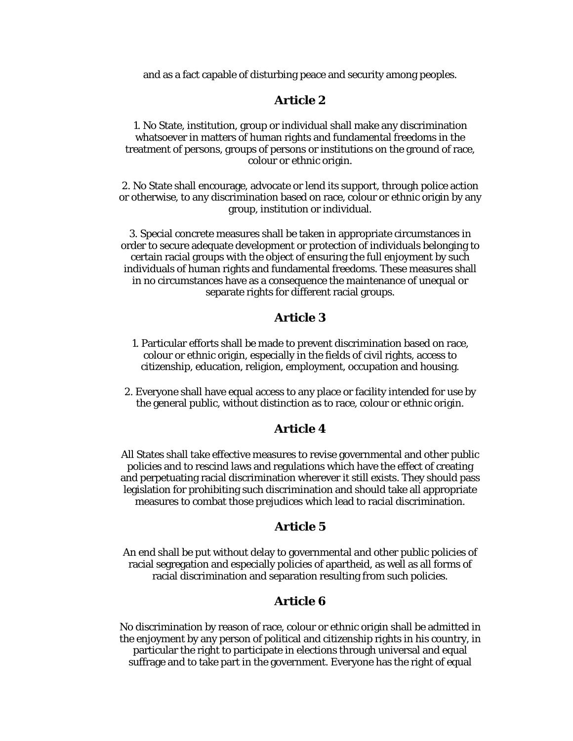and as a fact capable of disturbing peace and security among peoples.

## Article 2

1. No State, institution, group or individual shall make any discrimination whatsoever in matters of human rights and fundamental freedoms in the treatment of persons, groups of persons or institutions on the ground of race, colour or ethnic origin.

2. No State shall encourage, advocate or lend its support, through police action or otherwise, to any discrimination based on race, colour or ethnic origin by any group, institution or individual.

3. Special concrete measures shall be taken in appropriate circumstances in order to secure adequate development or protection of individuals belonging to certain racial groups with the object of ensuring the full enjoyment by such individuals of human rights and fundamental freedoms. These measures shall in no circumstances have as a consequence the maintenance of unequal or separate rights for different racial groups.

## Article 3

1. Particular efforts shall be made to prevent discrimination based on race, colour or ethnic origin, especially in the fields of civil rights, access to citizenship, education, religion, employment, occupation and housing.

2. Everyone shall have equal access to any place or facility intended for use by the general public, without distinction as to race, colour or ethnic origin.

## Article 4

All States shall take effective measures to revise governmental and other public policies and to rescind laws and regulations which have the effect of creating and perpetuating racial discrimination wherever it still exists. They should pass legislation for prohibiting such discrimination and should take all appropriate measures to combat those prejudices which lead to racial discrimination.

## Article 5

An end shall be put without delay to governmental and other public policies of racial segregation and especially policies of apartheid, as well as all forms of racial discrimination and separation resulting from such policies.

## Article 6

No discrimination by reason of race, colour or ethnic origin shall be admitted in the enjoyment by any person of political and citizenship rights in his country, in particular the right to participate in elections through universal and equal suffrage and to take part in the government. Everyone has the right of equal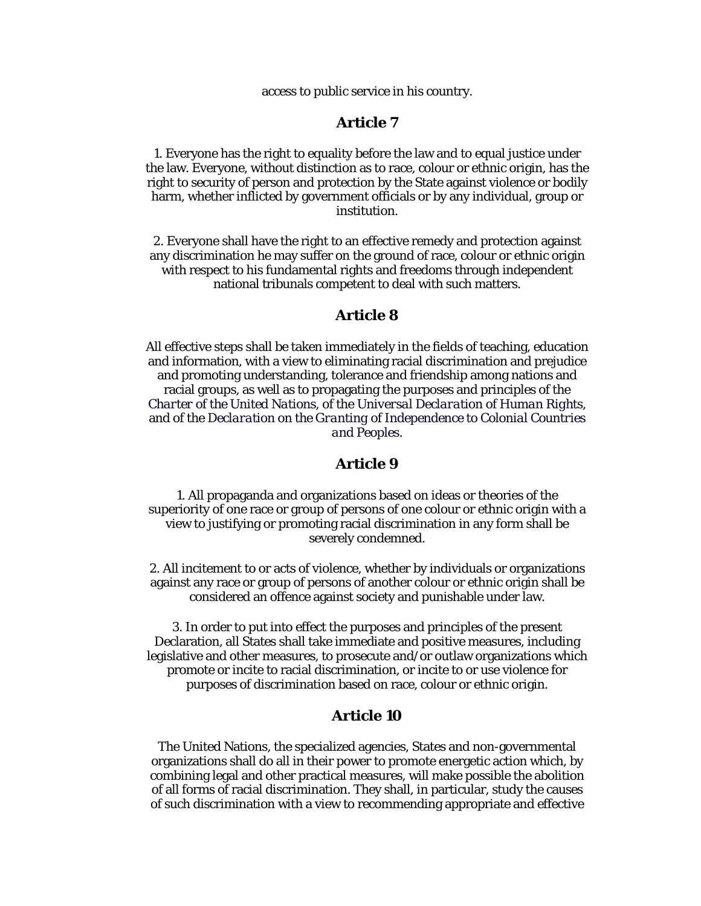access to public service in his country.

## Article 7

1. Everyone has the right to equality before the law and to equal justice under the law. Everyone, without distinction as to race, colour or ethnic origin, has the right to security of person and protection by the State against violence or bodily harm, whether inflicted by government officials or by any individual, group or institution.

2. Everyone shall have the right to an effective remedy and protection against any discrimination he may suffer on the ground of race, colour or ethnic origin with respect to his fundamental rights and freedoms through independent national tribunals competent to deal with such matters.

## Article 8

All effective steps shall be taken immediately in the fields of teaching, education and information, with a view to eliminating racial discrimination and prejudice and promoting understanding, tolerance and friendship among nations and racial groups, as well as to propagating the purposes and principles of the *Charter of the United Nations*, of the *Universal Declaration of Human Rights*, and of the *Declaration on the Granting of Independence to Colonial Countries and Peoples*.

## Article 9

1. All propaganda and organizations based on ideas or theories of the superiority of one race or group of persons of one colour or ethnic origin with a view to justifying or promoting racial discrimination in any form shall be severely condemned.

2. All incitement to or acts of violence, whether by individuals or organizations against any race or group of persons of another colour or ethnic origin shall be considered an offence against society and punishable under law.

3. In order to put into effect the purposes and principles of the present Declaration, all States shall take immediate and positive measures, including legislative and other measures, to prosecute and/or outlaw organizations which promote or incite to racial discrimination, or incite to or use violence for purposes of discrimination based on race, colour or ethnic origin.

## Article 10

The United Nations, the specialized agencies, States and non-governmental organizations shall do all in their power to promote energetic action which, by combining legal and other practical measures, will make possible the abolition of all forms of racial discrimination. They shall, in particular, study the causes of such discrimination with a view to recommending appropriate and effective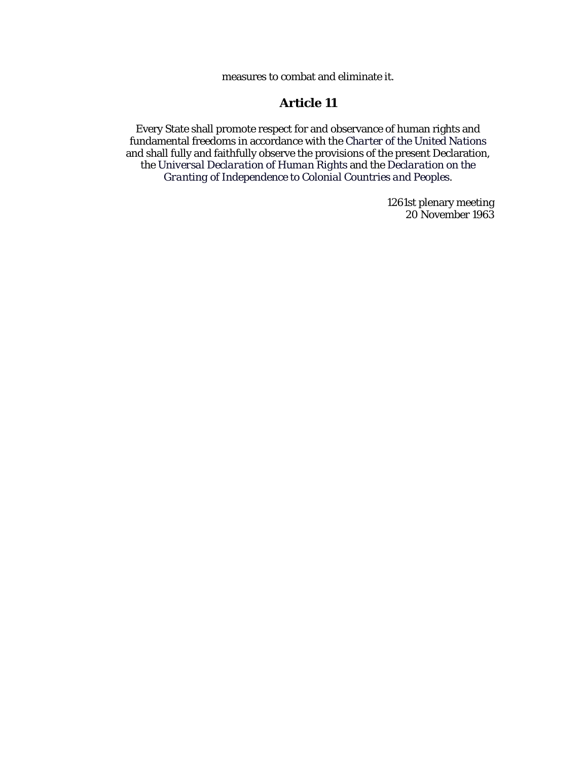measures to combat and eliminate it.

## Article 11

Every State shall promote respect for and observance of human rights and fundamental freedoms in accordance with the *Charter of the United Nations* and shall fully and faithfully observe the provisions of the present Declaration, the *Universal Declaration of Human Rights* and the *Declaration on the Granting of Independence to Colonial Countries and Peoples*.

1261st plenary meeting
20 November 1963